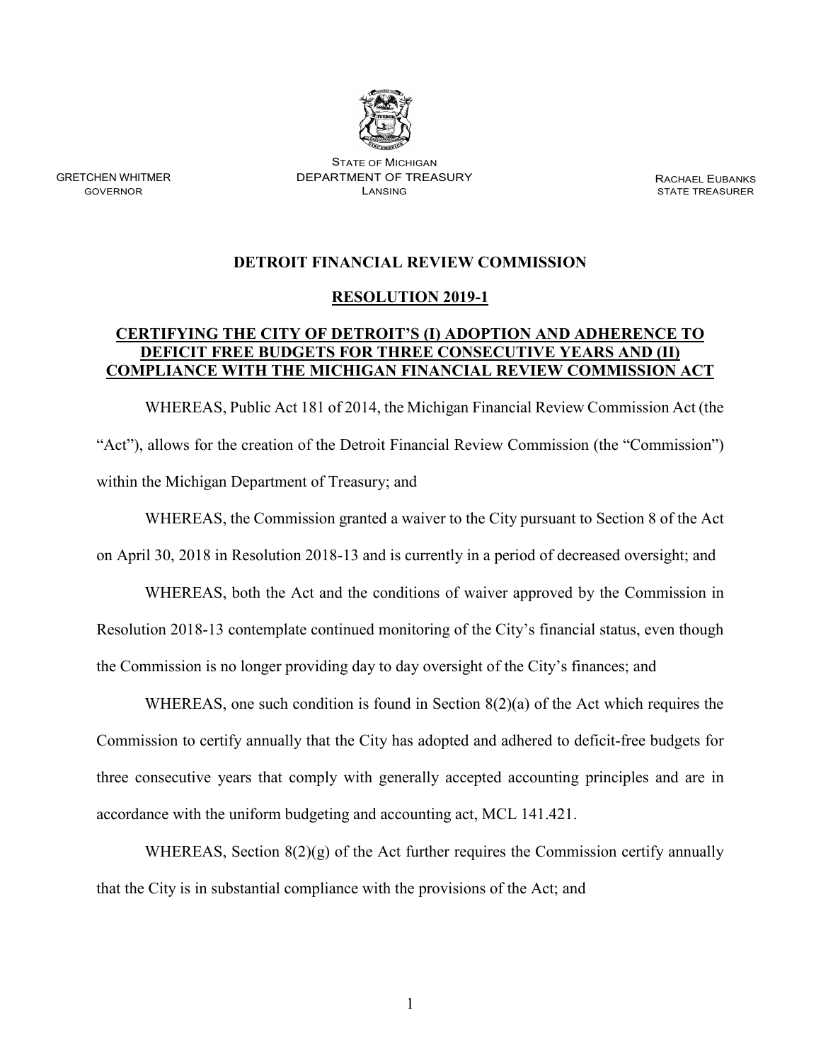STATE OF MICHIGAN
DEPARTMENT OF TREASURY
LANSING

GRETCHEN WHITMER
GOVERNOR

RACHAEL EUBANKS
STATE TREASURER

**DETROIT FINANCIAL REVIEW COMMISSION**

**RESOLUTION 2019-1**

**CERTIFYING THE CITY OF DETROIT'S (I) ADOPTION AND ADHERENCE TO DEFICIT FREE BUDGETS FOR THREE CONSECUTIVE YEARS AND (II) COMPLIANCE WITH THE MICHIGAN FINANCIAL REVIEW COMMISSION ACT**

WHEREAS, Public Act 181 of 2014, the Michigan Financial Review Commission Act (the "Act"), allows for the creation of the Detroit Financial Review Commission (the "Commission") within the Michigan Department of Treasury; and

WHEREAS, the Commission granted a waiver to the City pursuant to Section 8 of the Act on April 30, 2018 in Resolution 2018-13 and is currently in a period of decreased oversight; and

WHEREAS, both the Act and the conditions of waiver approved by the Commission in Resolution 2018-13 contemplate continued monitoring of the City's financial status, even though the Commission is no longer providing day to day oversight of the City's finances; and

WHEREAS, one such condition is found in Section 8(2)(a) of the Act which requires the Commission to certify annually that the City has adopted and adhered to deficit-free budgets for three consecutive years that comply with generally accepted accounting principles and are in accordance with the uniform budgeting and accounting act, MCL 141.421.

WHEREAS, Section 8(2)(g) of the Act further requires the Commission certify annually that the City is in substantial compliance with the provisions of the Act; and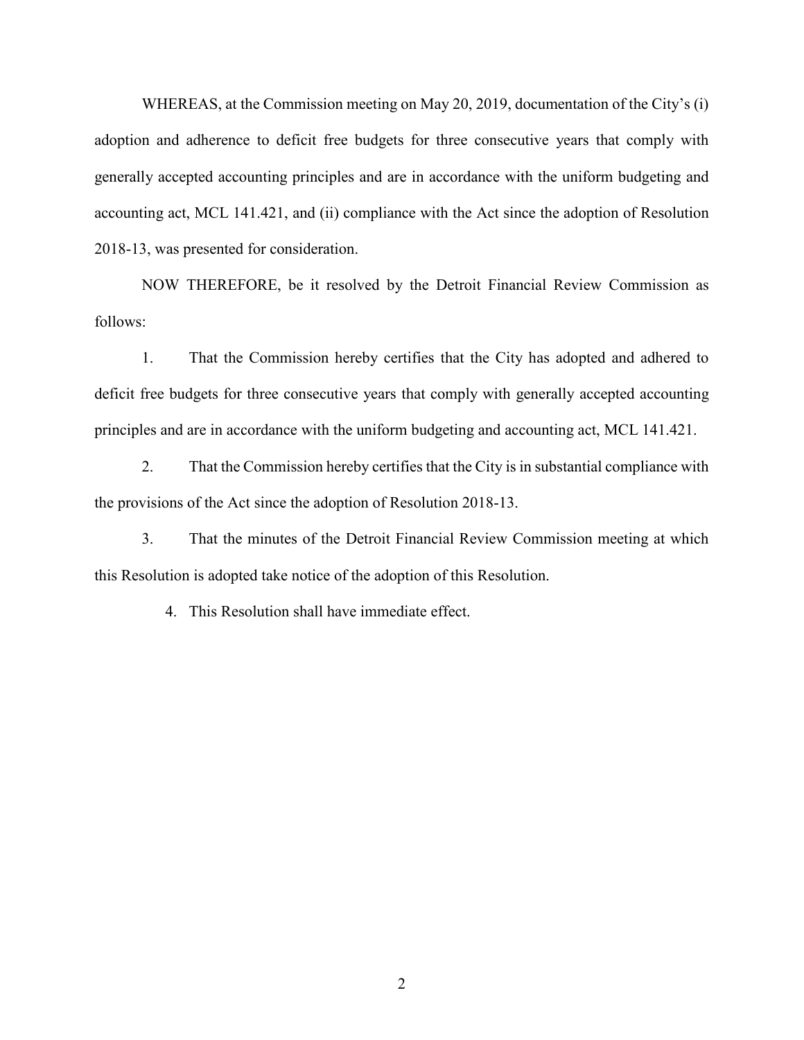WHEREAS, at the Commission meeting on May 20, 2019, documentation of the City's (i) adoption and adherence to deficit free budgets for three consecutive years that comply with generally accepted accounting principles and are in accordance with the uniform budgeting and accounting act, MCL 141.421, and (ii) compliance with the Act since the adoption of Resolution 2018-13, was presented for consideration.

NOW THEREFORE, be it resolved by the Detroit Financial Review Commission as follows:

1. That the Commission hereby certifies that the City has adopted and adhered to deficit free budgets for three consecutive years that comply with generally accepted accounting principles and are in accordance with the uniform budgeting and accounting act, MCL 141.421.

2. That the Commission hereby certifies that the City is in substantial compliance with the provisions of the Act since the adoption of Resolution 2018-13.

3. That the minutes of the Detroit Financial Review Commission meeting at which this Resolution is adopted take notice of the adoption of this Resolution.

4. This Resolution shall have immediate effect.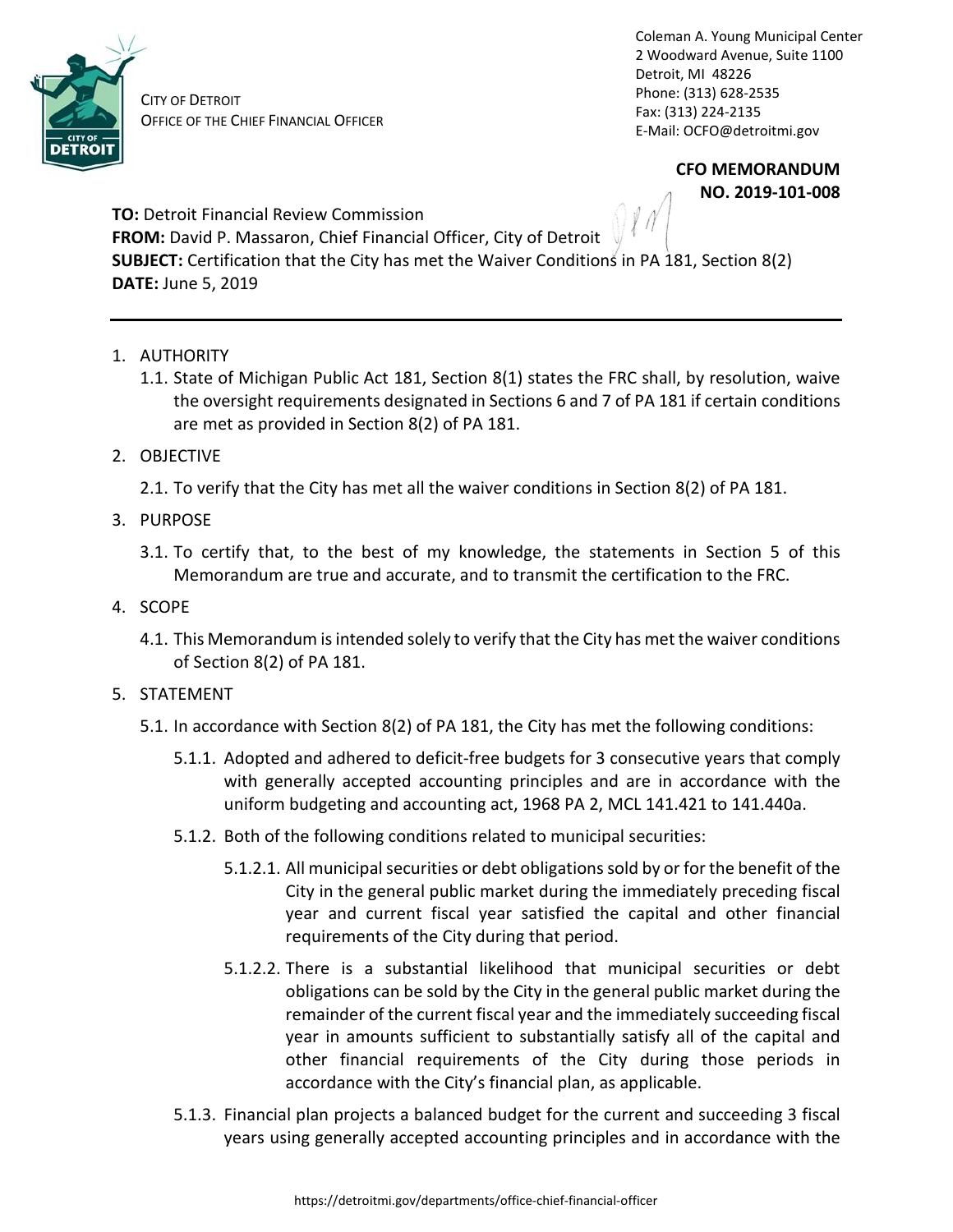CITY OF DETROIT
OFFICE OF THE CHIEF FINANCIAL OFFICER

Coleman A. Young Municipal Center
2 Woodward Avenue, Suite 1100
Detroit, MI 48226
Phone: (313) 628-2535
Fax: (313) 224-2135
E-Mail: OCFO@detroitmi.gov

**CFO MEMORANDUM**
**NO. 2019-101-008**

**TO:** Detroit Financial Review Commission
**FROM:** David P. Massaron, Chief Financial Officer, City of Detroit
**SUBJECT:** Certification that the City has met the Waiver Conditions in PA 181, Section 8(2)
**DATE:** June 5, 2019

---

1. AUTHORITY
   1.1. State of Michigan Public Act 181, Section 8(1) states the FRC shall, by resolution, waive the oversight requirements designated in Sections 6 and 7 of PA 181 if certain conditions are met as provided in Section 8(2) of PA 181.
2. OBJECTIVE
   2.1. To verify that the City has met all the waiver conditions in Section 8(2) of PA 181.
3. PURPOSE
   3.1. To certify that, to the best of my knowledge, the statements in Section 5 of this Memorandum are true and accurate, and to transmit the certification to the FRC.
4. SCOPE
   4.1. This Memorandum is intended solely to verify that the City has met the waiver conditions of Section 8(2) of PA 181.
5. STATEMENT
   5.1. In accordance with Section 8(2) of PA 181, the City has met the following conditions:
      5.1.1. Adopted and adhered to deficit-free budgets for 3 consecutive years that comply with generally accepted accounting principles and are in accordance with the uniform budgeting and accounting act, 1968 PA 2, MCL 141.421 to 141.440a.
      5.1.2. Both of the following conditions related to municipal securities:
         5.1.2.1. All municipal securities or debt obligations sold by or for the benefit of the City in the general public market during the immediately preceding fiscal year and current fiscal year satisfied the capital and other financial requirements of the City during that period.
         5.1.2.2. There is a substantial likelihood that municipal securities or debt obligations can be sold by the City in the general public market during the remainder of the current fiscal year and the immediately succeeding fiscal year in amounts sufficient to substantially satisfy all of the capital and other financial requirements of the City during those periods in accordance with the City's financial plan, as applicable.
      5.1.3. Financial plan projects a balanced budget for the current and succeeding 3 fiscal years using generally accepted accounting principles and in accordance with the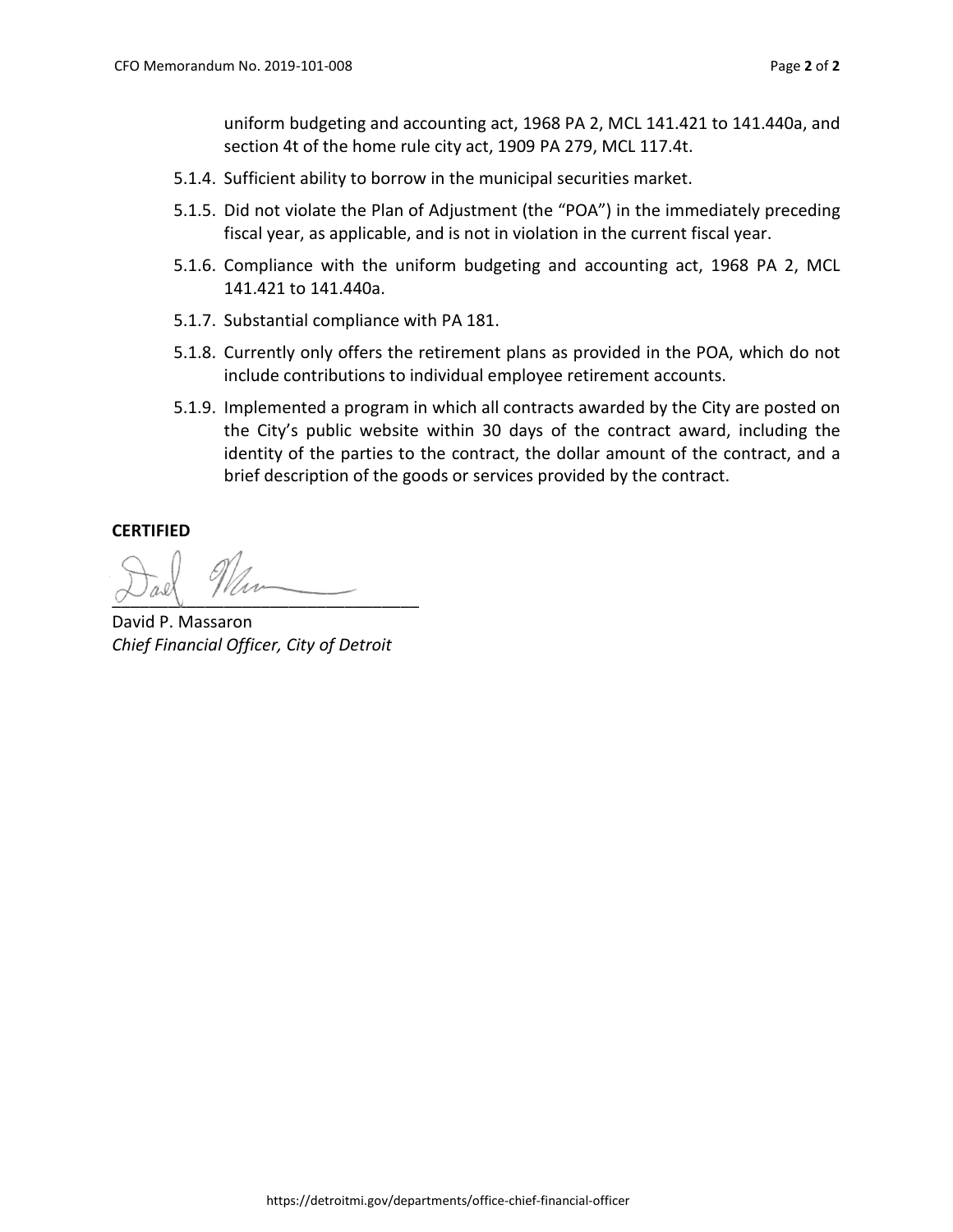uniform budgeting and accounting act, 1968 PA 2, MCL 141.421 to 141.440a, and section 4t of the home rule city act, 1909 PA 279, MCL 117.4t.

5.1.4. Sufficient ability to borrow in the municipal securities market.

5.1.5. Did not violate the Plan of Adjustment (the "POA") in the immediately preceding fiscal year, as applicable, and is not in violation in the current fiscal year.

5.1.6. Compliance with the uniform budgeting and accounting act, 1968 PA 2, MCL 141.421 to 141.440a.

5.1.7. Substantial compliance with PA 181.

5.1.8. Currently only offers the retirement plans as provided in the POA, which do not include contributions to individual employee retirement accounts.

5.1.9. Implemented a program in which all contracts awarded by the City are posted on the City's public website within 30 days of the contract award, including the identity of the parties to the contract, the dollar amount of the contract, and a brief description of the goods or services provided by the contract.

**CERTIFIED**

\_\_\_\_\_\_\_\_\_\_\_\_\_\_\_\_\_\_\_\_\_\_\_\_\_\_\_\_\_\_\_\_

David P. Massaron

*Chief Financial Officer, City of Detroit*